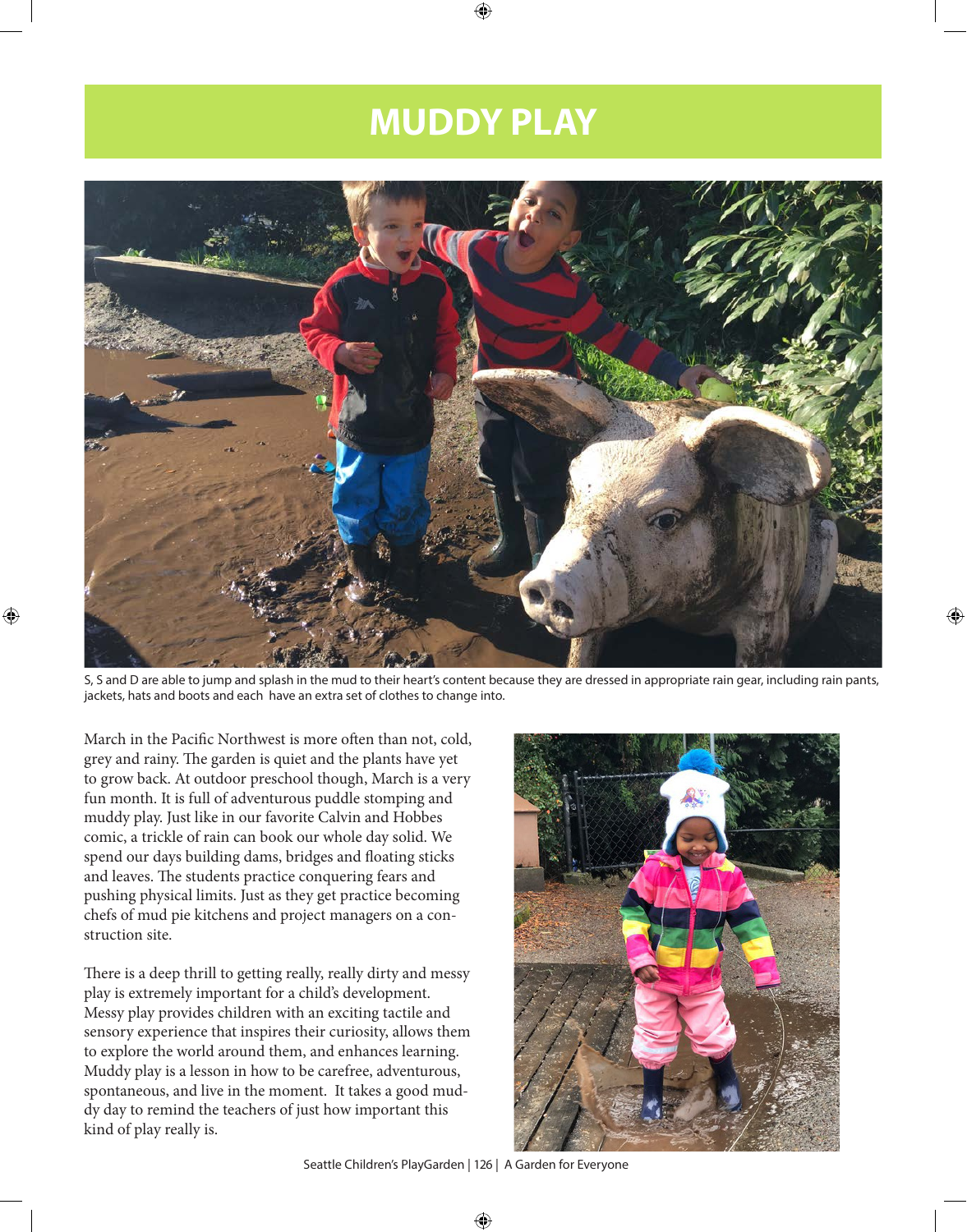# MUDDY PLAY

S, S and D are able to jump and splash in the mud to their heart's content because they are dressed in appropriate rain gear, including rain pants, jackets, hats and boots and each have an extra set of clothes to change into.

March in the Pacific Northwest is more often than not, cold, grey and rainy. The garden is quiet and the plants have yet to grow back. At outdoor preschool though, March is a very fun month. It is full of adventurous puddle stomping and muddy play. Just like in our favorite Calvin and Hobbes comic, a trickle of rain can book our whole day solid. We spend our days building dams, bridges and floating sticks and leaves. The students practice conquering fears and pushing physical limits. Just as they get practice becoming chefs of mud pie kitchens and project managers on a construction site.

There is a deep thrill to getting really, really dirty and messy play is extremely important for a child's development. Messy play provides children with an exciting tactile and sensory experience that inspires their curiosity, allows them to explore the world around them, and enhances learning. Muddy play is a lesson in how to be carefree, adventurous, spontaneous, and live in the moment. It takes a good muddy day to remind the teachers of just how important this kind of play really is.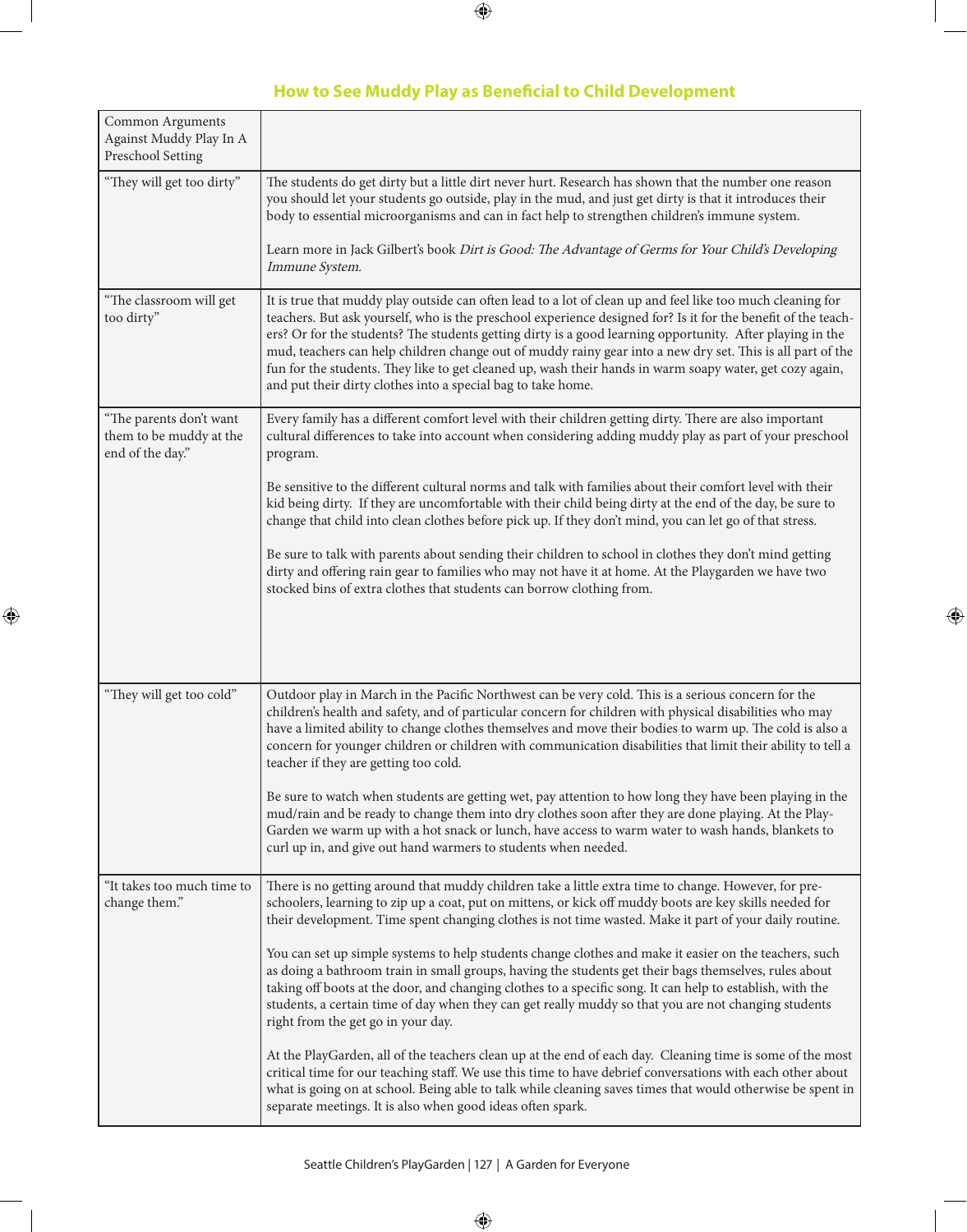## How to See Muddy Play as Beneficial to Child Development

| Common Arguments Against Muddy Play In A Preschool Setting | |
|---|---|
| "They will get too dirty" | The students do get dirty but a little dirt never hurt. Research has shown that the number one reason you should let your students go outside, play in the mud, and just get dirty is that it introduces their body to essential microorganisms and can in fact help to strengthen children's immune system.<br><br>Learn more in Jack Gilbert's book *Dirt is Good: The Advantage of Germs for Your Child's Developing Immune System.* |
| "The classroom will get too dirty" | It is true that muddy play outside can often lead to a lot of clean up and feel like too much cleaning for teachers. But ask yourself, who is the preschool experience designed for? Is it for the benefit of the teachers? Or for the students? The students getting dirty is a good learning opportunity. After playing in the mud, teachers can help children change out of muddy rainy gear into a new dry set. This is all part of the fun for the students. They like to get cleaned up, wash their hands in warm soapy water, get cozy again, and put their dirty clothes into a special bag to take home. |
| "The parents don't want them to be muddy at the end of the day." | Every family has a different comfort level with their children getting dirty. There are also important cultural differences to take into account when considering adding muddy play as part of your preschool program.<br><br>Be sensitive to the different cultural norms and talk with families about their comfort level with their kid being dirty. If they are uncomfortable with their child being dirty at the end of the day, be sure to change that child into clean clothes before pick up. If they don't mind, you can let go of that stress.<br><br>Be sure to talk with parents about sending their children to school in clothes they don't mind getting dirty and offering rain gear to families who may not have it at home. At the Playgarden we have two stocked bins of extra clothes that students can borrow clothing from. |
| "They will get too cold" | Outdoor play in March in the Pacific Northwest can be very cold. This is a serious concern for the children's health and safety, and of particular concern for children with physical disabilities who may have a limited ability to change clothes themselves and move their bodies to warm up. The cold is also a concern for younger children or children with communication disabilities that limit their ability to tell a teacher if they are getting too cold.<br><br>Be sure to watch when students are getting wet, pay attention to how long they have been playing in the mud/rain and be ready to change them into dry clothes soon after they are done playing. At the PlayGarden we warm up with a hot snack or lunch, have access to warm water to wash hands, blankets to curl up in, and give out hand warmers to students when needed. |
| "It takes too much time to change them." | There is no getting around that muddy children take a little extra time to change. However, for preschoolers, learning to zip up a coat, put on mittens, or kick off muddy boots are key skills needed for their development. Time spent changing clothes is not time wasted. Make it part of your daily routine.<br><br>You can set up simple systems to help students change clothes and make it easier on the teachers, such as doing a bathroom train in small groups, having the students get their bags themselves, rules about taking off boots at the door, and changing clothes to a specific song. It can help to establish, with the students, a certain time of day when they can get really muddy so that you are not changing students right from the get go in your day.<br><br>At the PlayGarden, all of the teachers clean up at the end of each day. Cleaning time is some of the most critical time for our teaching staff. We use this time to have debrief conversations with each other about what is going on at school. Being able to talk while cleaning saves times that would otherwise be spent in separate meetings. It is also when good ideas often spark. |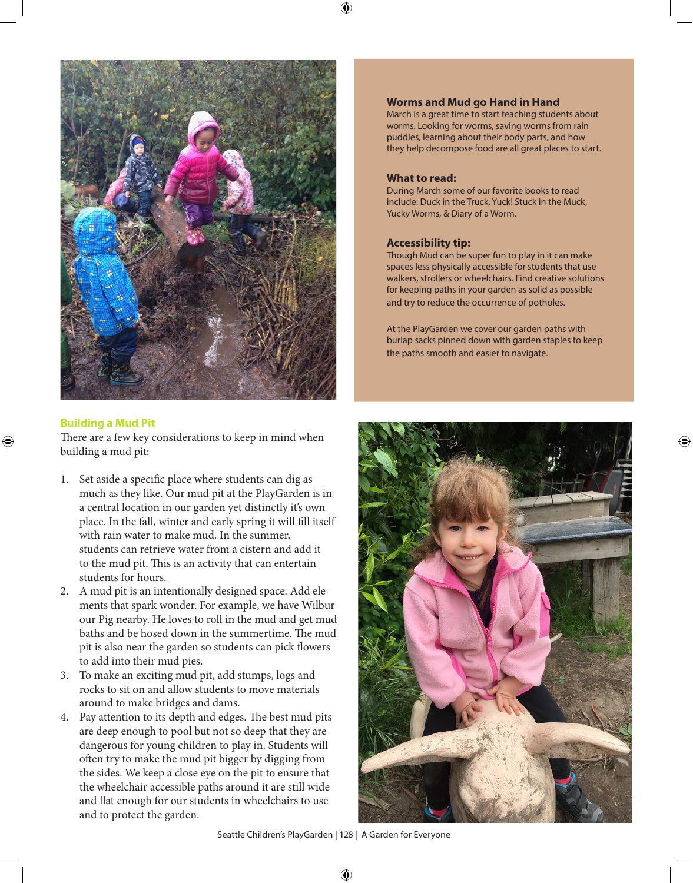## Worms and Mud go Hand in Hand

March is a great time to start teaching students about worms. Looking for worms, saving worms from rain puddles, learning about their body parts, and how they help decompose food are all great places to start.

### What to read:

During March some of our favorite books to read include: Duck in the Truck, Yuck! Stuck in the Muck, Yucky Worms, & Diary of a Worm.

### Accessibility tip:

Though Mud can be super fun to play in it can make spaces less physically accessible for students that use walkers, strollers or wheelchairs. Find creative solutions for keeping paths in your garden as solid as possible and try to reduce the occurrence of potholes.

At the PlayGarden we cover our garden paths with burlap sacks pinned down with garden staples to keep the paths smooth and easier to navigate.

## Building a Mud Pit

There are a few key considerations to keep in mind when building a mud pit:

1. Set aside a specific place where students can dig as much as they like. Our mud pit at the PlayGarden is in a central location in our garden yet distinctly it's own place. In the fall, winter and early spring it will fill itself with rain water to make mud. In the summer, students can retrieve water from a cistern and add it to the mud pit. This is an activity that can entertain students for hours.
2. A mud pit is an intentionally designed space. Add elements that spark wonder. For example, we have Wilbur our Pig nearby. He loves to roll in the mud and get mud baths and be hosed down in the summertime. The mud pit is also near the garden so students can pick flowers to add into their mud pies.
3. To make an exciting mud pit, add stumps, logs and rocks to sit on and allow students to move materials around to make bridges and dams.
4. Pay attention to its depth and edges. The best mud pits are deep enough to pool but not so deep that they are dangerous for young children to play in. Students will often try to make the mud pit bigger by digging from the sides. We keep a close eye on the pit to ensure that the wheelchair accessible paths around it are still wide and flat enough for our students in wheelchairs to use and to protect the garden.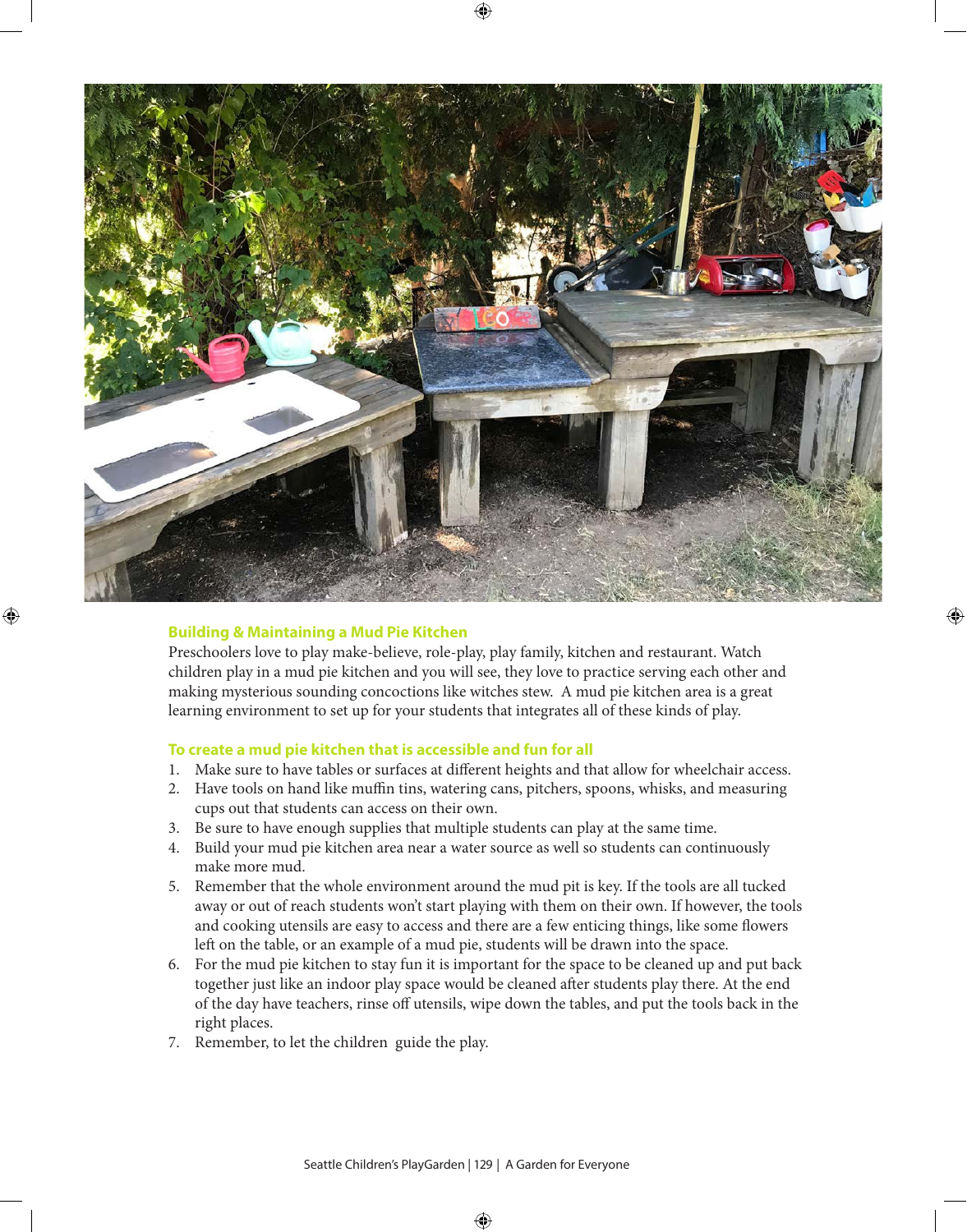## Building & Maintaining a Mud Pie Kitchen

Preschoolers love to play make-believe, role-play, play family, kitchen and restaurant. Watch children play in a mud pie kitchen and you will see, they love to practice serving each other and making mysterious sounding concoctions like witches stew. A mud pie kitchen area is a great learning environment to set up for your students that integrates all of these kinds of play.

### To create a mud pie kitchen that is accessible and fun for all

1. Make sure to have tables or surfaces at different heights and that allow for wheelchair access.
2. Have tools on hand like muffin tins, watering cans, pitchers, spoons, whisks, and measuring cups out that students can access on their own.
3. Be sure to have enough supplies that multiple students can play at the same time.
4. Build your mud pie kitchen area near a water source as well so students can continuously make more mud.
5. Remember that the whole environment around the mud pit is key. If the tools are all tucked away or out of reach students won't start playing with them on their own. If however, the tools and cooking utensils are easy to access and there are a few enticing things, like some flowers left on the table, or an example of a mud pie, students will be drawn into the space.
6. For the mud pie kitchen to stay fun it is important for the space to be cleaned up and put back together just like an indoor play space would be cleaned after students play there. At the end of the day have teachers, rinse off utensils, wipe down the tables, and put the tools back in the right places.
7. Remember, to let the children guide the play.